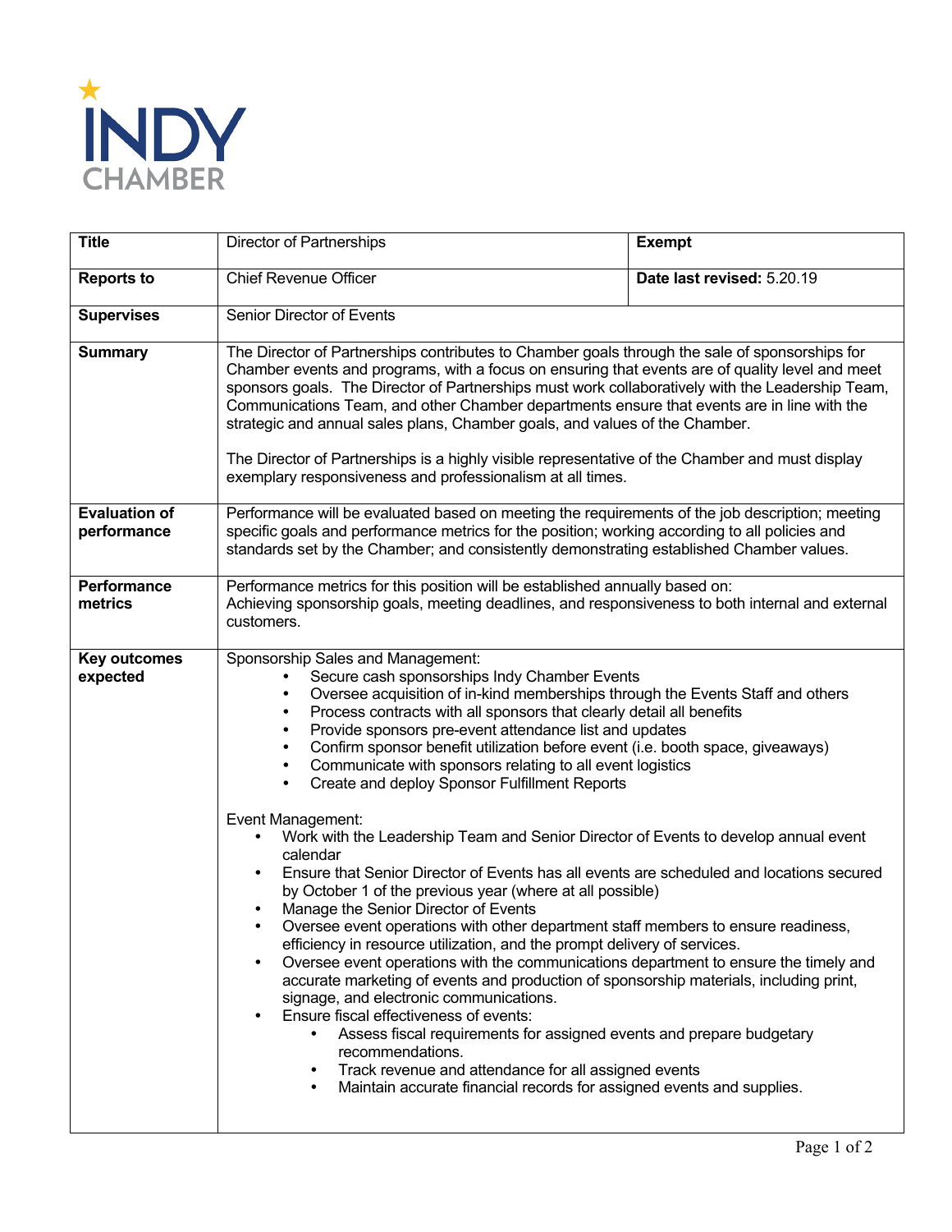INDY CHAMBER

| **Title** | Director of Partnerships | **Exempt** |
|---|---|---|
| **Reports to** | Chief Revenue Officer | **Date last revised:** 5.20.19 |
| **Supervises** | Senior Director of Events | |
| **Summary** | The Director of Partnerships contributes to Chamber goals through the sale of sponsorships for Chamber events and programs, with a focus on ensuring that events are of quality level and meet sponsors goals. The Director of Partnerships must work collaboratively with the Leadership Team, Communications Team, and other Chamber departments ensure that events are in line with the strategic and annual sales plans, Chamber goals, and values of the Chamber.<br><br>The Director of Partnerships is a highly visible representative of the Chamber and must display exemplary responsiveness and professionalism at all times. | |
| **Evaluation of performance** | Performance will be evaluated based on meeting the requirements of the job description; meeting specific goals and performance metrics for the position; working according to all policies and standards set by the Chamber; and consistently demonstrating established Chamber values. | |
| **Performance metrics** | Performance metrics for this position will be established annually based on:<br>Achieving sponsorship goals, meeting deadlines, and responsiveness to both internal and external customers. | |
| **Key outcomes expected** | Sponsorship Sales and Management:<br>• Secure cash sponsorships Indy Chamber Events<br>• Oversee acquisition of in-kind memberships through the Events Staff and others<br>• Process contracts with all sponsors that clearly detail all benefits<br>• Provide sponsors pre-event attendance list and updates<br>• Confirm sponsor benefit utilization before event (i.e. booth space, giveaways)<br>• Communicate with sponsors relating to all event logistics<br>• Create and deploy Sponsor Fulfillment Reports<br><br>Event Management:<br>• Work with the Leadership Team and Senior Director of Events to develop annual event calendar<br>• Ensure that Senior Director of Events has all events are scheduled and locations secured by October 1 of the previous year (where at all possible)<br>• Manage the Senior Director of Events<br>• Oversee event operations with other department staff members to ensure readiness, efficiency in resource utilization, and the prompt delivery of services.<br>• Oversee event operations with the communications department to ensure the timely and accurate marketing of events and production of sponsorship materials, including print, signage, and electronic communications.<br>• Ensure fiscal effectiveness of events:<br>&nbsp;&nbsp;&nbsp;&nbsp;• Assess fiscal requirements for assigned events and prepare budgetary recommendations.<br>&nbsp;&nbsp;&nbsp;&nbsp;• Track revenue and attendance for all assigned events<br>&nbsp;&nbsp;&nbsp;&nbsp;• Maintain accurate financial records for assigned events and supplies. | |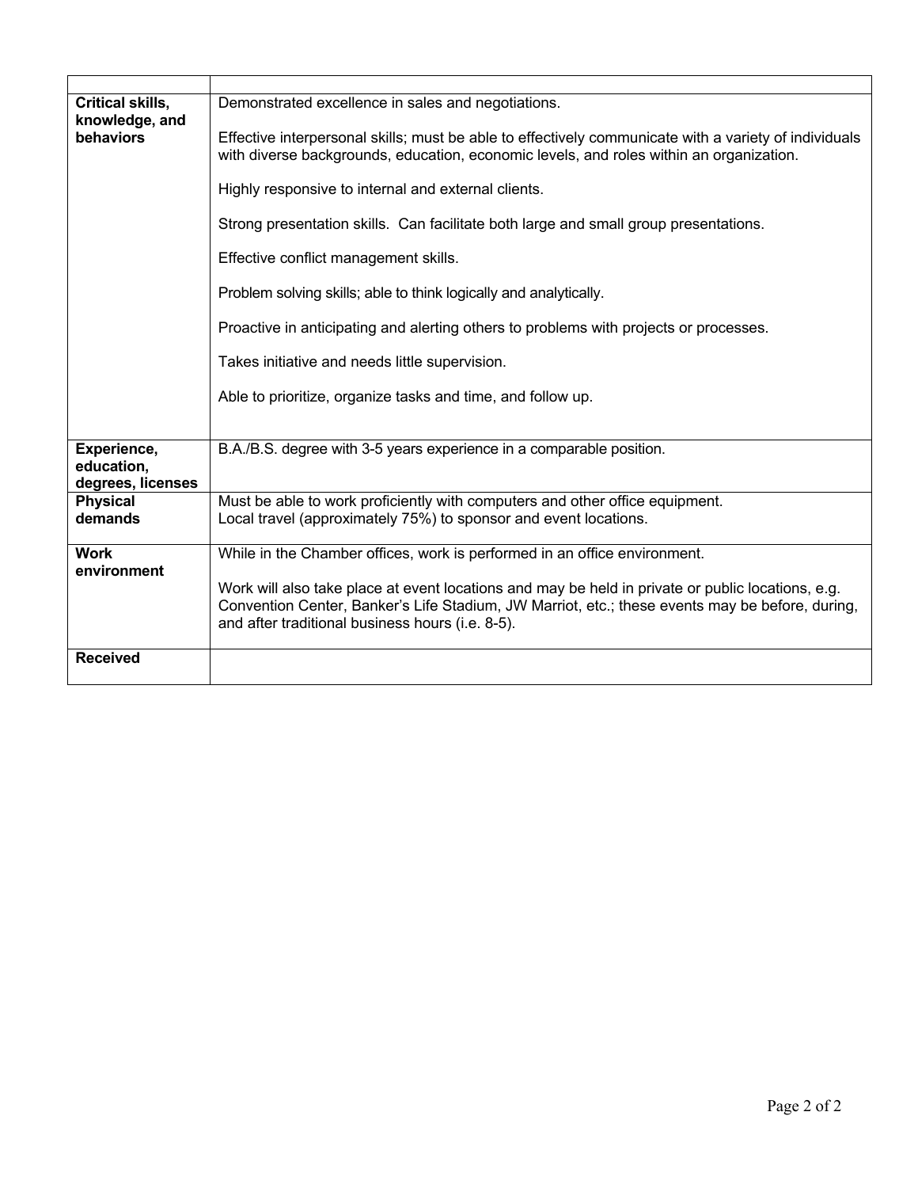| | |
|---|---|
| **Critical skills, knowledge, and behaviors** | Demonstrated excellence in sales and negotiations.<br><br>Effective interpersonal skills; must be able to effectively communicate with a variety of individuals with diverse backgrounds, education, economic levels, and roles within an organization.<br><br>Highly responsive to internal and external clients.<br><br>Strong presentation skills. Can facilitate both large and small group presentations.<br><br>Effective conflict management skills.<br><br>Problem solving skills; able to think logically and analytically.<br><br>Proactive in anticipating and alerting others to problems with projects or processes.<br><br>Takes initiative and needs little supervision.<br><br>Able to prioritize, organize tasks and time, and follow up. |
| **Experience, education, degrees, licenses** | B.A./B.S. degree with 3-5 years experience in a comparable position. |
| **Physical demands** | Must be able to work proficiently with computers and other office equipment.<br>Local travel (approximately 75%) to sponsor and event locations. |
| **Work environment** | While in the Chamber offices, work is performed in an office environment.<br><br>Work will also take place at event locations and may be held in private or public locations, e.g. Convention Center, Banker's Life Stadium, JW Marriot, etc.; these events may be before, during, and after traditional business hours (i.e. 8-5). |
| **Received** | |